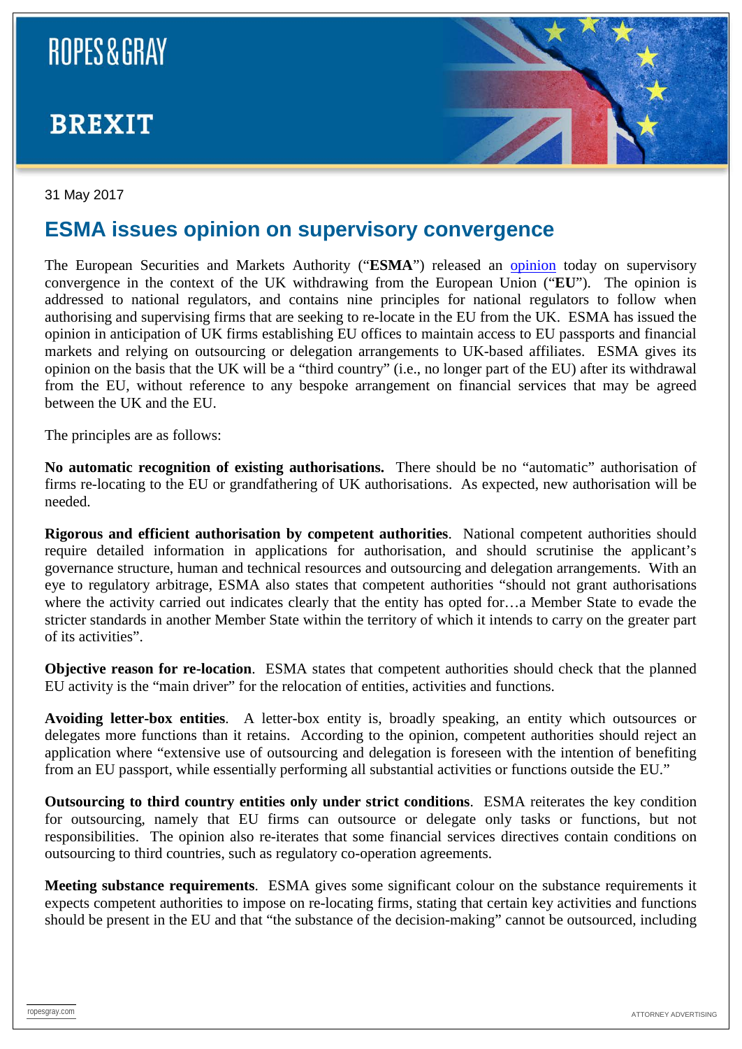# ROPES & GRAY

## BREXIT

31 May 2017

## ESMA issues opinion on supervisory convergence

The European Securities and Markets Authority ("**ESMA**") released an opinion today on supervisory convergence in the context of the UK withdrawing from the European Union ("**EU**"). The opinion is addressed to national regulators, and contains nine principles for national regulators to follow when authorising and supervising firms that are seeking to re-locate in the EU from the UK. ESMA has issued the opinion in anticipation of UK firms establishing EU offices to maintain access to EU passports and financial markets and relying on outsourcing or delegation arrangements to UK-based affiliates. ESMA gives its opinion on the basis that the UK will be a "third country" (i.e., no longer part of the EU) after its withdrawal from the EU, without reference to any bespoke arrangement on financial services that may be agreed between the UK and the EU.

The principles are as follows:

**No automatic recognition of existing authorisations.** There should be no "automatic" authorisation of firms re-locating to the EU or grandfathering of UK authorisations. As expected, new authorisation will be needed.

**Rigorous and efficient authorisation by competent authorities**. National competent authorities should require detailed information in applications for authorisation, and should scrutinise the applicant's governance structure, human and technical resources and outsourcing and delegation arrangements. With an eye to regulatory arbitrage, ESMA also states that competent authorities "should not grant authorisations where the activity carried out indicates clearly that the entity has opted for…a Member State to evade the stricter standards in another Member State within the territory of which it intends to carry on the greater part of its activities".

**Objective reason for re-location**. ESMA states that competent authorities should check that the planned EU activity is the "main driver" for the relocation of entities, activities and functions.

**Avoiding letter-box entities**. A letter-box entity is, broadly speaking, an entity which outsources or delegates more functions than it retains. According to the opinion, competent authorities should reject an application where "extensive use of outsourcing and delegation is foreseen with the intention of benefiting from an EU passport, while essentially performing all substantial activities or functions outside the EU."

**Outsourcing to third country entities only under strict conditions**. ESMA reiterates the key condition for outsourcing, namely that EU firms can outsource or delegate only tasks or functions, but not responsibilities. The opinion also re-iterates that some financial services directives contain conditions on outsourcing to third countries, such as regulatory co-operation agreements.

**Meeting substance requirements**. ESMA gives some significant colour on the substance requirements it expects competent authorities to impose on re-locating firms, stating that certain key activities and functions should be present in the EU and that "the substance of the decision-making" cannot be outsourced, including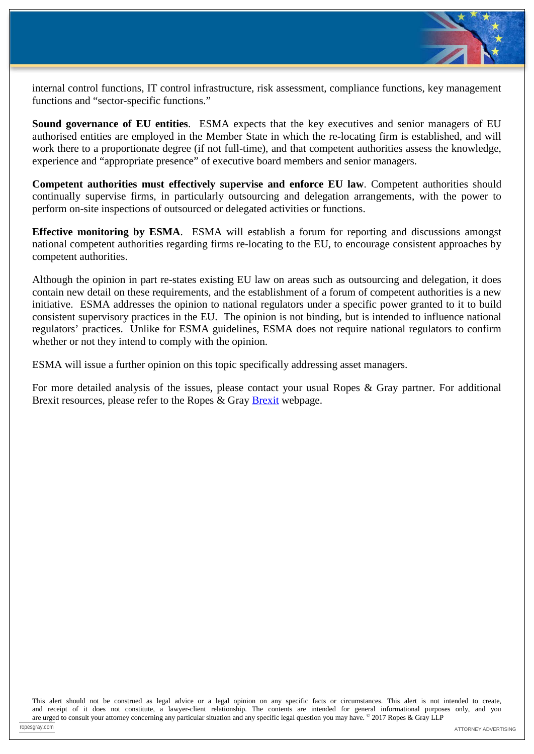internal control functions, IT control infrastructure, risk assessment, compliance functions, key management functions and "sector-specific functions."

**Sound governance of EU entities**. ESMA expects that the key executives and senior managers of EU authorised entities are employed in the Member State in which the re-locating firm is established, and will work there to a proportionate degree (if not full-time), and that competent authorities assess the knowledge, experience and "appropriate presence" of executive board members and senior managers.

**Competent authorities must effectively supervise and enforce EU law**. Competent authorities should continually supervise firms, in particularly outsourcing and delegation arrangements, with the power to perform on-site inspections of outsourced or delegated activities or functions.

**Effective monitoring by ESMA**. ESMA will establish a forum for reporting and discussions amongst national competent authorities regarding firms re-locating to the EU, to encourage consistent approaches by competent authorities.

Although the opinion in part re-states existing EU law on areas such as outsourcing and delegation, it does contain new detail on these requirements, and the establishment of a forum of competent authorities is a new initiative. ESMA addresses the opinion to national regulators under a specific power granted to it to build consistent supervisory practices in the EU. The opinion is not binding, but is intended to influence national regulators' practices. Unlike for ESMA guidelines, ESMA does not require national regulators to confirm whether or not they intend to comply with the opinion.

ESMA will issue a further opinion on this topic specifically addressing asset managers.

For more detailed analysis of the issues, please contact your usual Ropes & Gray partner. For additional Brexit resources, please refer to the Ropes & Gray [Brexit] webpage.

This alert should not be construed as legal advice or a legal opinion on any specific facts or circumstances. This alert is not intended to create, and receipt of it does not constitute, a lawyer-client relationship. The contents are intended for general informational purposes only, and you are urged to consult your attorney concerning any particular situation and any specific legal question you may have. © 2017 Ropes & Gray LLP

ATTORNEY ADVERTISING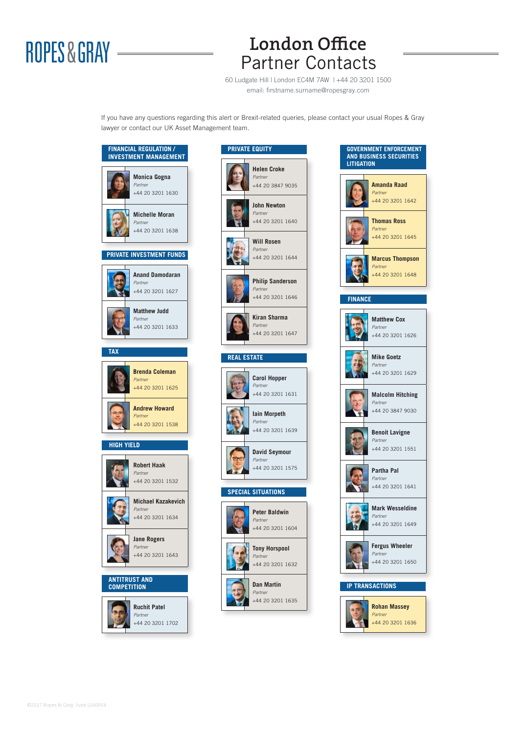ROPES & GRAY

# London Office
## Partner Contacts

60 Ludgate Hill | London EC4M 7AW | +44 20 3201 1500

email: firstname.surname@ropesgray.com

If you have any questions regarding this alert or Brexit-related queries, please contact your usual Ropes & Gray lawyer or contact our UK Asset Management team.

### FINANCIAL REGULATION / INVESTMENT MANAGEMENT

**Monica Gogna**
*Partner*
+44 20 3201 1630

**Michelle Moran**
*Partner*
+44 20 3201 1638

### PRIVATE INVESTMENT FUNDS

**Anand Damodaran**
*Partner*
+44 20 3201 1627

**Matthew Judd**
*Partner*
+44 20 3201 1633

### TAX

**Brenda Coleman**
*Partner*
+44 20 3201 1625

**Andrew Howard**
*Partner*
+44 20 3201 1538

### HIGH YIELD

**Robert Haak**
*Partner*
+44 20 3201 1532

**Michael Kazakevich**
*Partner*
+44 20 3201 1634

**Jane Rogers**
*Partner*
+44 20 3201 1643

### ANTITRUST AND COMPETITION

**Ruchit Patel**
*Partner*
+44 20 3201 1702

### PRIVATE EQUITY

**Helen Croke**
*Partner*
+44 20 3847 9035

**John Newton**
*Partner*
+44 20 3201 1640

**Will Rosen**
*Partner*
+44 20 3201 1644

**Philip Sanderson**
*Partner*
+44 20 3201 1646

**Kiran Sharma**
*Partner*
+44 20 3201 1647

### REAL ESTATE

**Carol Hopper**
*Partner*
+44 20 3201 1631

**Iain Morpeth**
*Partner*
+44 20 3201 1639

**David Seymour**
*Partner*
+44 20 3201 1575

### SPECIAL SITUATIONS

**Peter Baldwin**
*Partner*
+44 20 3201 1604

**Tony Horspool**
*Partner*
+44 20 3201 1632

**Dan Martin**
*Partner*
+44 20 3201 1635

### GOVERNMENT ENFORCEMENT AND BUSINESS SECURITIES LITIGATION

**Amanda Raad**
*Partner*
+44 20 3201 1642

**Thomas Ross**
*Partner*
+44 20 3201 1645

**Marcus Thompson**
*Partner*
+44 20 3201 1648

### FINANCE

**Matthew Cox**
*Partner*
+44 20 3201 1626

**Mike Goetz**
*Partner*
+44 20 3201 1629

**Malcolm Hitching**
*Partner*
+44 20 3847 9030

**Benoit Lavigne**
*Partner*
+44 20 3201 1551

**Partha Pal**
*Partner*
+44 20 3201 1641

**Mark Wesseldine**
*Partner*
+44 20 3201 1649

**Fergus Wheeler**
*Partner*
+44 20 3201 1650

### IP TRANSACTIONS

**Rohan Massey**
*Partner*
+44 20 3201 1636

©2017 Ropes & Gray June L160054